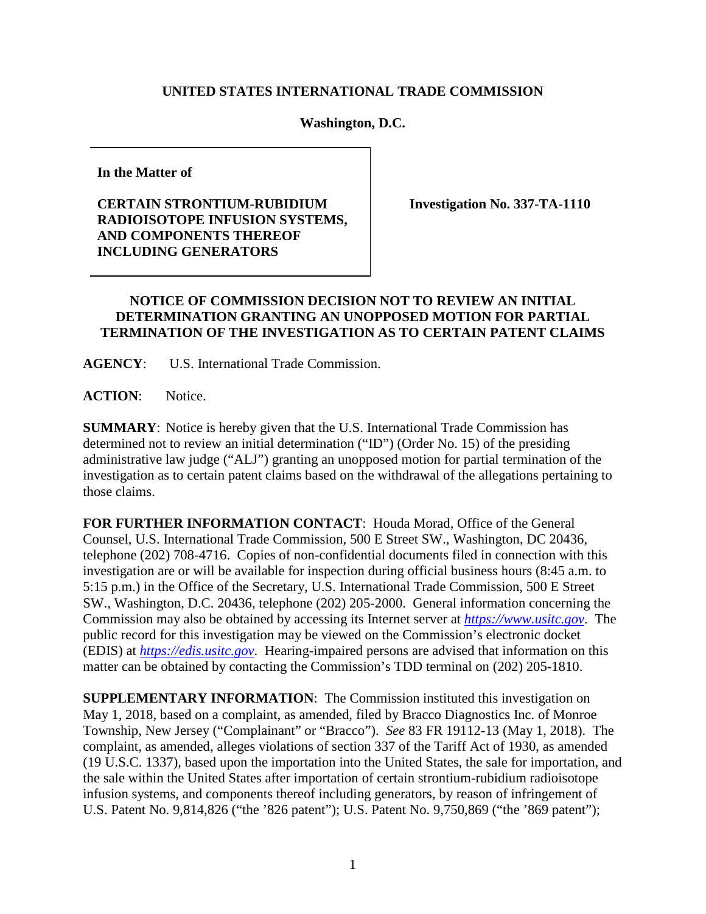**UNITED STATES INTERNATIONAL TRADE COMMISSION**

**Washington, D.C.**

| **In the Matter of** **CERTAIN STRONTIUM-RUBIDIUM RADIOISOTOPE INFUSION SYSTEMS, AND COMPONENTS THEREOF INCLUDING GENERATORS** | **Investigation No. 337-TA-1110** |
|---|---|

## NOTICE OF COMMISSION DECISION NOT TO REVIEW AN INITIAL DETERMINATION GRANTING AN UNOPPOSED MOTION FOR PARTIAL TERMINATION OF THE INVESTIGATION AS TO CERTAIN PATENT CLAIMS

**AGENCY**: U.S. International Trade Commission.

**ACTION**: Notice.

**SUMMARY**: Notice is hereby given that the U.S. International Trade Commission has determined not to review an initial determination ("ID") (Order No. 15) of the presiding administrative law judge ("ALJ") granting an unopposed motion for partial termination of the investigation as to certain patent claims based on the withdrawal of the allegations pertaining to those claims.

**FOR FURTHER INFORMATION CONTACT**: Houda Morad, Office of the General Counsel, U.S. International Trade Commission, 500 E Street SW., Washington, DC 20436, telephone (202) 708-4716. Copies of non-confidential documents filed in connection with this investigation are or will be available for inspection during official business hours (8:45 a.m. to 5:15 p.m.) in the Office of the Secretary, U.S. International Trade Commission, 500 E Street SW., Washington, D.C. 20436, telephone (202) 205-2000. General information concerning the Commission may also be obtained by accessing its Internet server at *https://www.usitc.gov*. The public record for this investigation may be viewed on the Commission's electronic docket (EDIS) at *https://edis.usitc.gov*. Hearing-impaired persons are advised that information on this matter can be obtained by contacting the Commission's TDD terminal on (202) 205-1810.

**SUPPLEMENTARY INFORMATION**: The Commission instituted this investigation on May 1, 2018, based on a complaint, as amended, filed by Bracco Diagnostics Inc. of Monroe Township, New Jersey ("Complainant" or "Bracco"). *See* 83 FR 19112-13 (May 1, 2018). The complaint, as amended, alleges violations of section 337 of the Tariff Act of 1930, as amended (19 U.S.C. 1337), based upon the importation into the United States, the sale for importation, and the sale within the United States after importation of certain strontium-rubidium radioisotope infusion systems, and components thereof including generators, by reason of infringement of U.S. Patent No. 9,814,826 ("the '826 patent"); U.S. Patent No. 9,750,869 ("the '869 patent");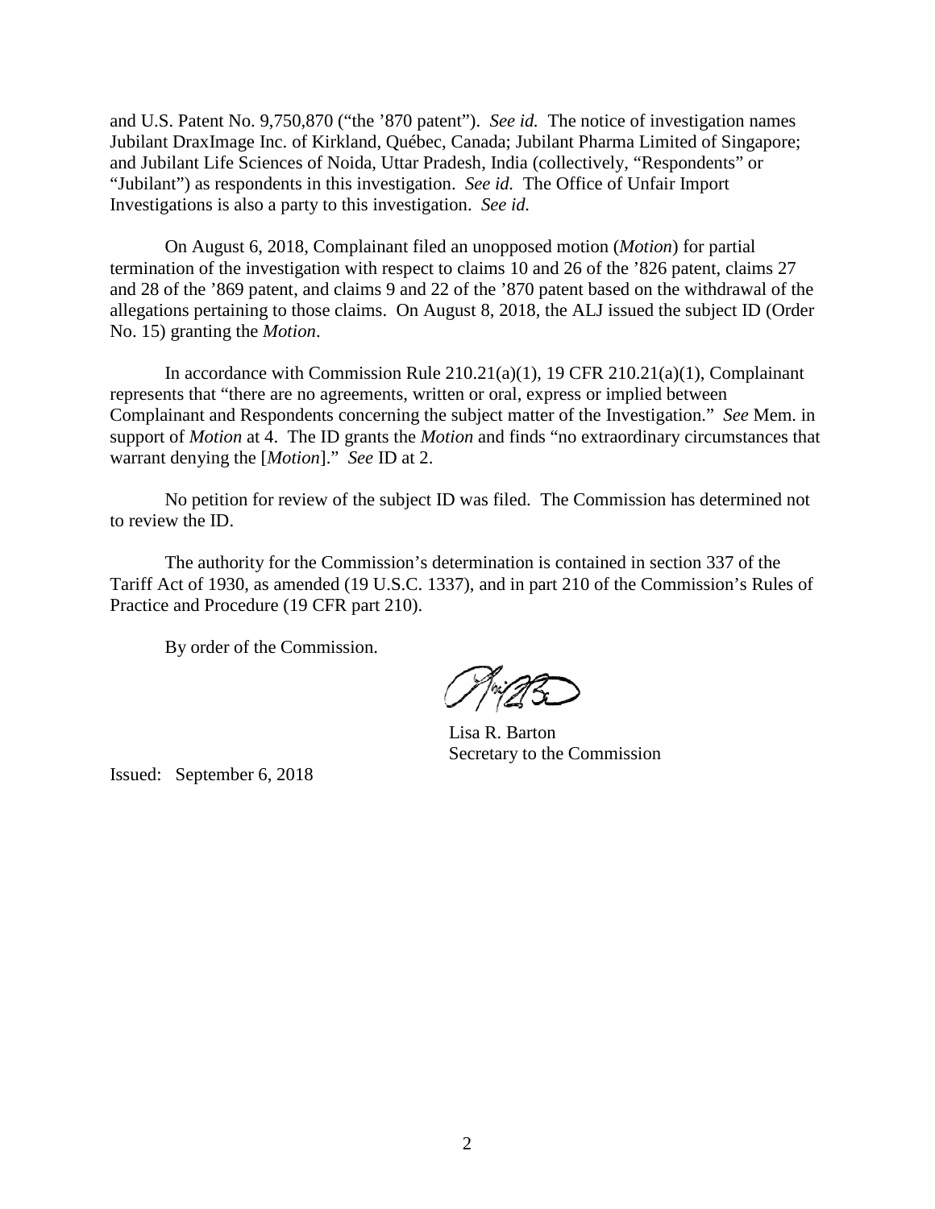and U.S. Patent No. 9,750,870 ("the '870 patent"). *See id.* The notice of investigation names Jubilant DraxImage Inc. of Kirkland, Québec, Canada; Jubilant Pharma Limited of Singapore; and Jubilant Life Sciences of Noida, Uttar Pradesh, India (collectively, "Respondents" or "Jubilant") as respondents in this investigation. *See id.* The Office of Unfair Import Investigations is also a party to this investigation. *See id.*

On August 6, 2018, Complainant filed an unopposed motion (*Motion*) for partial termination of the investigation with respect to claims 10 and 26 of the '826 patent, claims 27 and 28 of the '869 patent, and claims 9 and 22 of the '870 patent based on the withdrawal of the allegations pertaining to those claims. On August 8, 2018, the ALJ issued the subject ID (Order No. 15) granting the *Motion*.

In accordance with Commission Rule 210.21(a)(1), 19 CFR 210.21(a)(1), Complainant represents that "there are no agreements, written or oral, express or implied between Complainant and Respondents concerning the subject matter of the Investigation." *See* Mem. in support of *Motion* at 4. The ID grants the *Motion* and finds "no extraordinary circumstances that warrant denying the [*Motion*]." *See* ID at 2.

No petition for review of the subject ID was filed. The Commission has determined not to review the ID.

The authority for the Commission's determination is contained in section 337 of the Tariff Act of 1930, as amended (19 U.S.C. 1337), and in part 210 of the Commission's Rules of Practice and Procedure (19 CFR part 210).

By order of the Commission.

Lisa R. Barton
Secretary to the Commission

Issued: September 6, 2018